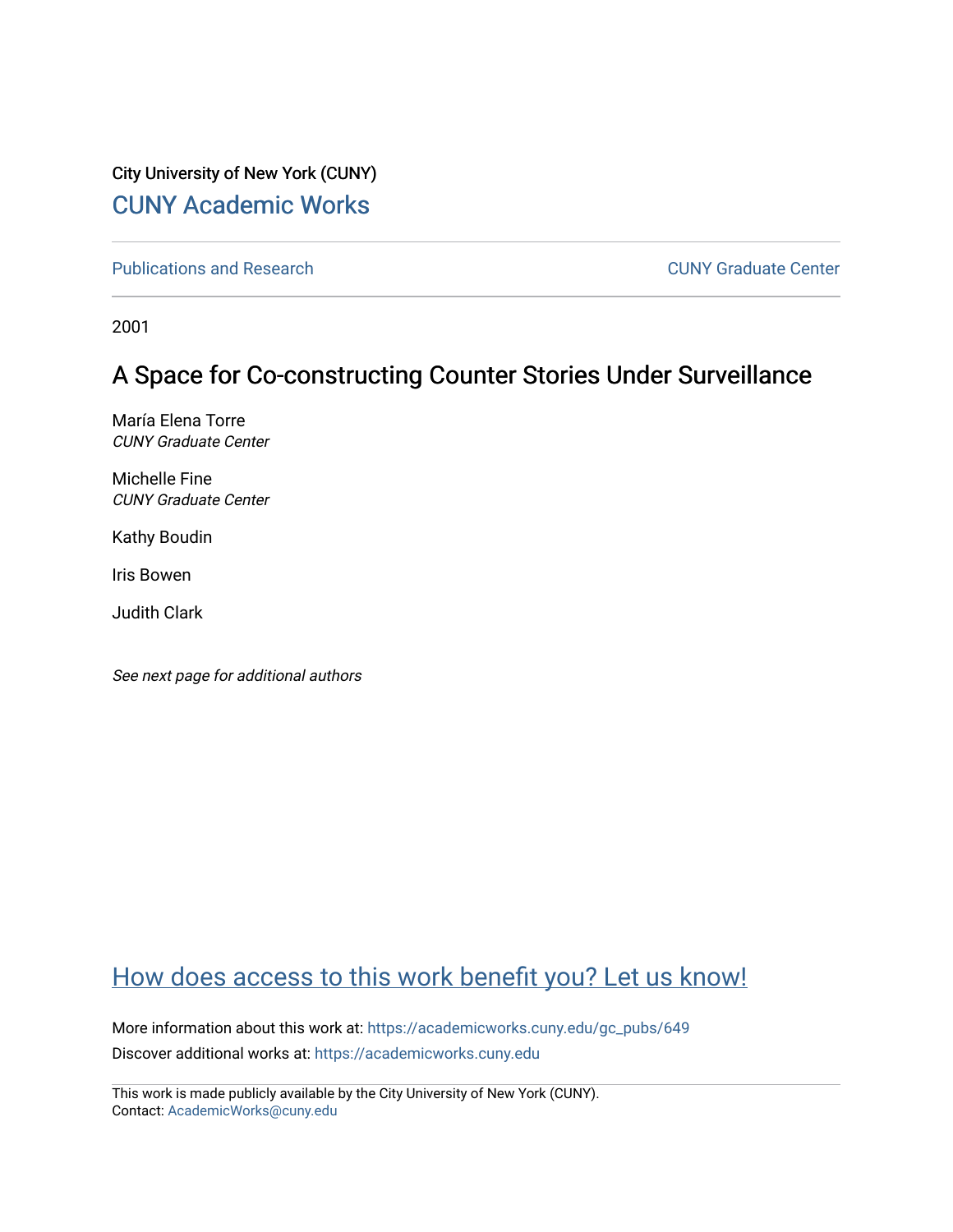City University of New York (CUNY)

[CUNY Academic Works](https://academicworks.cuny.edu)

Publications and Research

CUNY Graduate Center

2001

# A Space for Co-constructing Counter Stories Under Surveillance

María Elena Torre
*CUNY Graduate Center*

Michelle Fine
*CUNY Graduate Center*

Kathy Boudin

Iris Bowen

Judith Clark

*See next page for additional authors*

## How does access to this work benefit you? Let us know!

More information about this work at: https://academicworks.cuny.edu/gc_pubs/649

Discover additional works at: https://academicworks.cuny.edu

This work is made publicly available by the City University of New York (CUNY).
Contact: AcademicWorks@cuny.edu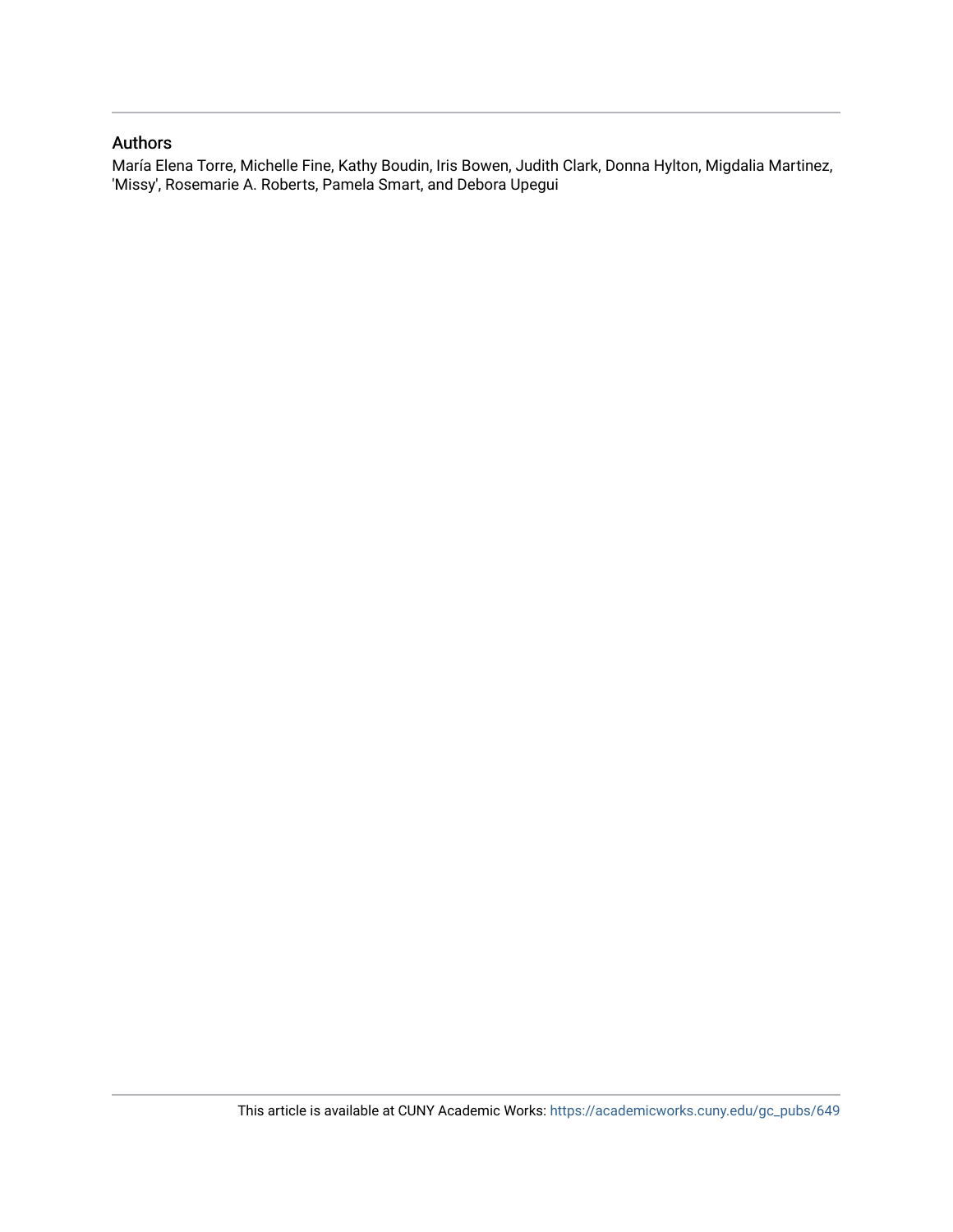## Authors

María Elena Torre, Michelle Fine, Kathy Boudin, Iris Bowen, Judith Clark, Donna Hylton, Migdalia Martinez, 'Missy', Rosemarie A. Roberts, Pamela Smart, and Debora Upegui

This article is available at CUNY Academic Works: https://academicworks.cuny.edu/gc_pubs/649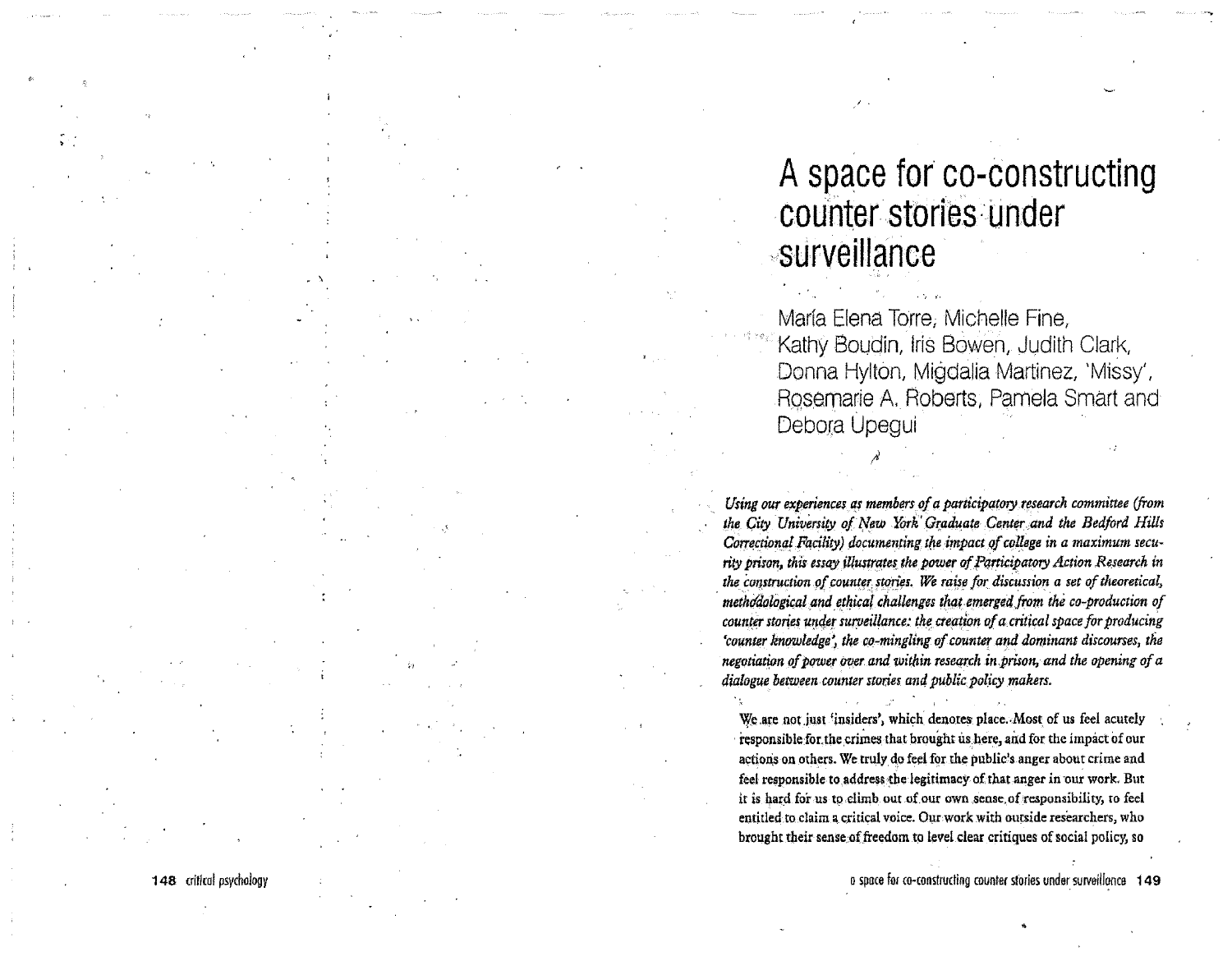# A space for co-constructing counter stories under surveillance

María Elena Torre, Michelle Fine, Kathy Boudin, Iris Bowen, Judith Clark, Donna Hylton, Migdalia Martinez, 'Missy', Rosemarie A. Roberts, Pamela Smart and Debora Upegui

*Using our experiences as members of a participatory research committee (from the City University of New York Graduate Center and the Bedford Hills Correctional Facility) documenting the impact of college in a maximum security prison, this essay illustrates the power of Participatory Action Research in the construction of counter stories. We raise for discussion a set of theoretical, methodological and ethical challenges that emerged from the co-production of counter stories under surveillance: the creation of a critical space for producing 'counter knowledge', the co-mingling of counter and dominant discourses, the negotiation of power over and within research in prison, and the opening of a dialogue between counter stories and public policy makers.*

> We are not just 'insiders', which denotes place. Most of us feel acutely responsible for the crimes that brought us here, and for the impact of our actions on others. We truly do feel for the public's anger about crime and feel responsible to address the legitimacy of that anger in our work. But it is hard for us to climb out of our own sense of responsibility, to feel entitled to claim a critical voice. Our work with outside researchers, who brought their sense of freedom to level clear critiques of social policy, so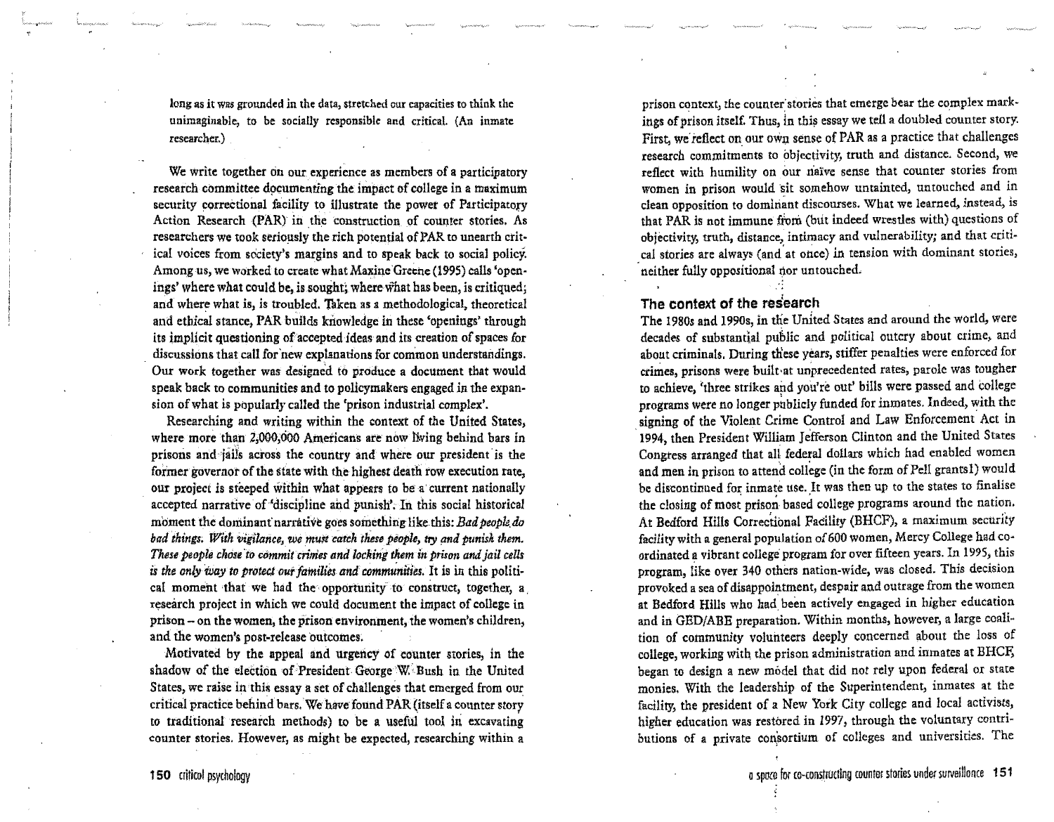long as it was grounded in the data, stretched our capacities to think the unimaginable, to be socially responsible and critical. (An inmate researcher.)

We write together on our experience as members of a participatory research committee documenting the impact of college in a maximum security correctional facility to illustrate the power of Participatory Action Research (PAR) in the construction of counter stories. As researchers we took seriously the rich potential of PAR to unearth critical voices from society's margins and to speak back to social policy. Among us, we worked to create what Maxine Greene (1995) calls 'openings' where what could be, is sought; where what has been, is critiqued; and where what is, is troubled. Taken as a methodological, theoretical and ethical stance, PAR builds knowledge in these 'openings' through its implicit questioning of accepted ideas and its creation of spaces for discussions that call for new explanations for common understandings. Our work together was designed to produce a document that would speak back to communities and to policymakers engaged in the expansion of what is popularly called the 'prison industrial complex'.

Researching and writing within the context of the United States, where more than 2,000,000 Americans are now living behind bars in prisons and jails across the country and where our president is the former governor of the state with the highest death row execution rate, our project is steeped within what appears to be a current nationally accepted narrative of 'discipline and punish'. In this social historical moment the dominant narrative goes something like this: *Bad people do bad things. With vigilance, we must catch these people, try and punish them. These people chose to commit crimes and locking them in prison and jail cells is the only way to protect our families and communities.* It is in this political moment that we had the opportunity to construct, together, a research project in which we could document the impact of college in prison – on the women, the prison environment, the women's children, and the women's post-release outcomes.

Motivated by the appeal and urgency of counter stories, in the shadow of the election of President George W. Bush in the United States, we raise in this essay a set of challenges that emerged from our critical practice behind bars. We have found PAR (itself a counter story to traditional research methods) to be a useful tool in excavating counter stories. However, as might be expected, researching within a prison context, the counter stories that emerge bear the complex markings of prison itself. Thus, in this essay we tell a doubled counter story. First, we reflect on our own sense of PAR as a practice that challenges research commitments to objectivity, truth and distance. Second, we reflect with humility on our naïve sense that counter stories from women in prison would sit somehow untainted, untouched and in clean opposition to dominant discourses. What we learned, instead, is that PAR is not immune from (but indeed wrestles with) questions of objectivity, truth, distance, intimacy and vulnerability; and that critical stories are always (and at once) in tension with dominant stories, neither fully oppositional nor untouched.

## The context of the research

The 1980s and 1990s, in the United States and around the world, were decades of substantial public and political outcry about crime, and about criminals. During these years, stiffer penalties were enforced for crimes, prisons were built at unprecedented rates, parole was tougher to achieve, 'three strikes and you're out' bills were passed and college programs were no longer publicly funded for inmates. Indeed, with the signing of the Violent Crime Control and Law Enforcement Act in 1994, then President William Jefferson Clinton and the United States Congress arranged that all federal dollars which had enabled women and men in prison to attend college (in the form of Pell grants1) would be discontinued for inmate use. It was then up to the states to finalise the closing of most prison based college programs around the nation. At Bedford Hills Correctional Facility (BHCF), a maximum security facility with a general population of 600 women, Mercy College had co-ordinated a vibrant college program for over fifteen years. In 1995, this program, like over 340 others nation-wide, was closed. This decision provoked a sea of disappointment, despair and outrage from the women at Bedford Hills who had been actively engaged in higher education and in GED/ABE preparation. Within months, however, a large coalition of community volunteers deeply concerned about the loss of college, working with the prison administration and inmates at BHCF, began to design a new model that did not rely upon federal or state monies. With the leadership of the Superintendent, inmates at the facility, the president of a New York City college and local activists, higher education was restored in 1997, through the voluntary contributions of a private consortium of colleges and universities. The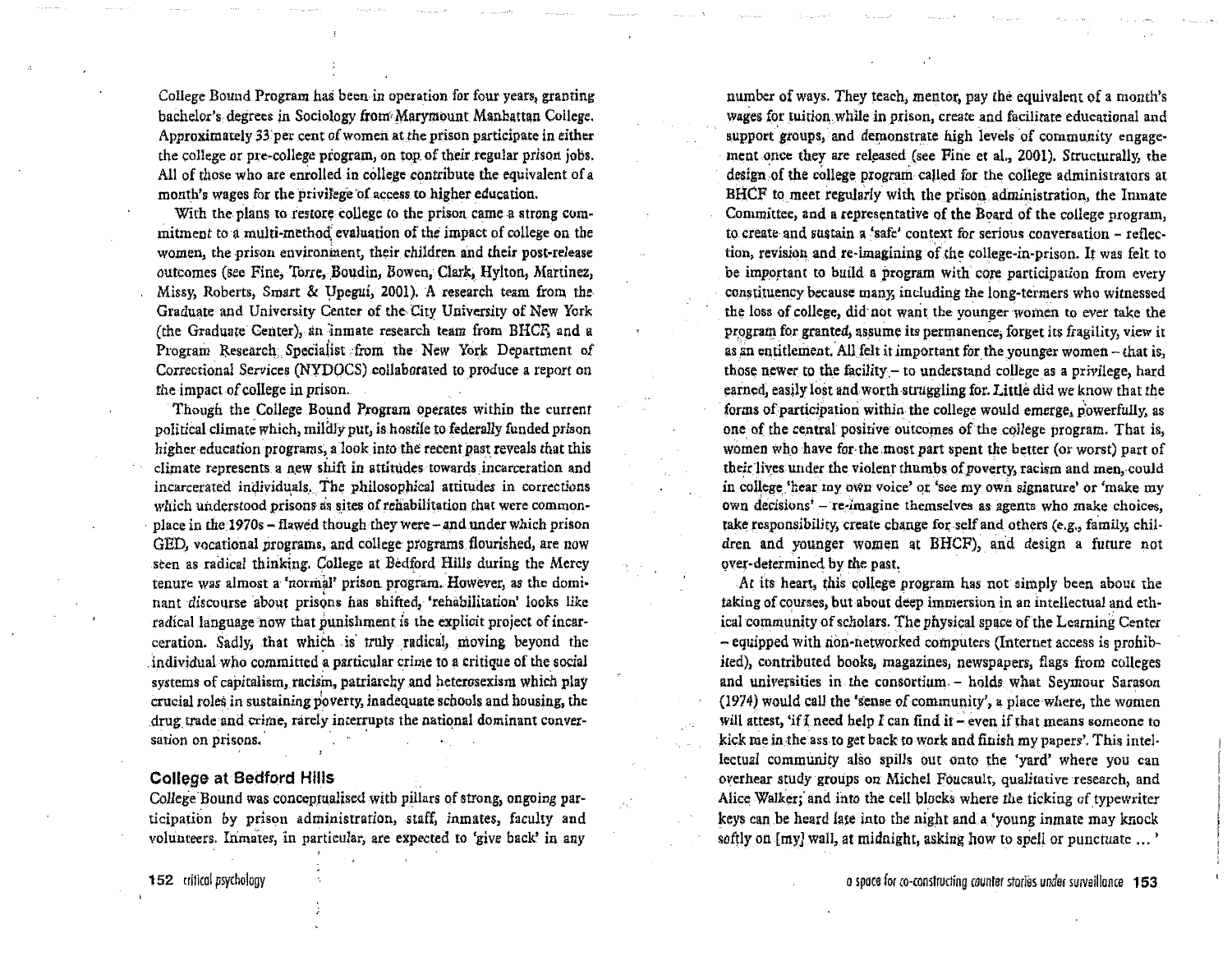College Bound Program has been in operation for four years, granting bachelor's degrees in Sociology from Marymount Manhattan College. Approximately 33 per cent of women at the prison participate in either the college or pre-college program, on top of their regular prison jobs. All of those who are enrolled in college contribute the equivalent of a month's wages for the privilege of access to higher education.

With the plans to restore college to the prison came a strong commitment to a multi-method evaluation of the impact of college on the women, the prison environment, their children and their post-release outcomes (see Fine, Torre, Boudin, Bowen, Clark, Hylton, Martinez, Missy, Roberts, Smart & Upegui, 2001). A research team from the Graduate and University Center of the City University of New York (the Graduate Center), an inmate research team from BHCF, and a Program Research Specialist from the New York Department of Correctional Services (NYDOCS) collaborated to produce a report on the impact of college in prison.

Though the College Bound Program operates within the current political climate which, mildly put, is hostile to federally funded prison higher education programs, a look into the recent past reveals that this climate represents a new shift in attitudes towards incarceration and incarcerated individuals. The philosophical attitudes in corrections which understood prisons as sites of rehabilitation that were commonplace in the 1970s – flawed though they were – and under which prison GED, vocational programs, and college programs flourished, are now seen as radical thinking. College at Bedford Hills during the Mercy tenure was almost a 'normal' prison program. However, as the dominant discourse about prisons has shifted, 'rehabilitation' looks like radical language now that punishment is the explicit project of incarceration. Sadly, that which is truly radical, moving beyond the individual who committed a particular crime to a critique of the social systems of capitalism, racism, patriarchy and heterosexism which play crucial roles in sustaining poverty, inadequate schools and housing, the drug trade and crime, rarely interrupts the national dominant conversation on prisons.

## College at Bedford Hills

College Bound was conceptualised with pillars of strong, ongoing participation by prison administration, staff, inmates, faculty and volunteers. Inmates, in particular, are expected to 'give back' in any number of ways. They teach, mentor, pay the equivalent of a month's wages for tuition while in prison, create and facilitate educational and support groups, and demonstrate high levels of community engagement once they are released (see Fine et al., 2001). Structurally, the design of the college program called for the college administrators at BHCF to meet regularly with the prison administration, the Inmate Committee, and a representative of the Board of the college program, to create and sustain a 'safe' context for serious conversation – reflection, revision and re-imagining of the college-in-prison. It was felt to be important to build a program with core participation from every constituency because many, including the long-termers who witnessed the loss of college, did not want the younger women to ever take the program for granted, assume its permanence, forget its fragility, view it as an entitlement. All felt it important for the younger women – that is, those newer to the facility – to understand college as a privilege, hard earned, easily lost and worth struggling for. Little did we know that the forms of participation within the college would emerge, powerfully, as one of the central positive outcomes of the college program. That is, women who have for the most part spent the better (or worst) part of their lives under the violent thumbs of poverty, racism and men, could in college 'hear my own voice' or 'see my own signature' or 'make my own decisions' – re-imagine themselves as agents who make choices, take responsibility, create change for self and others (e.g., family, children and younger women at BHCF), and design a future not over-determined by the past.

At its heart, this college program has not simply been about the taking of courses, but about deep immersion in an intellectual and ethical community of scholars. The physical space of the Learning Center – equipped with non-networked computers (Internet access is prohibited), contributed books, magazines, newspapers, flags from colleges and universities in the consortium – holds what Seymour Sarason (1974) would call the 'sense of community', a place where, the women will attest, 'if I need help I can find it – even if that means someone to kick me in the ass to get back to work and finish my papers'. This intellectual community also spills out onto the 'yard' where you can overhear study groups on Michel Foucault, qualitative research, and Alice Walker; and into the cell blocks where the ticking of typewriter keys can be heard late into the night and a 'young inmate may knock softly on [my] wall, at midnight, asking how to spell or punctuate ... '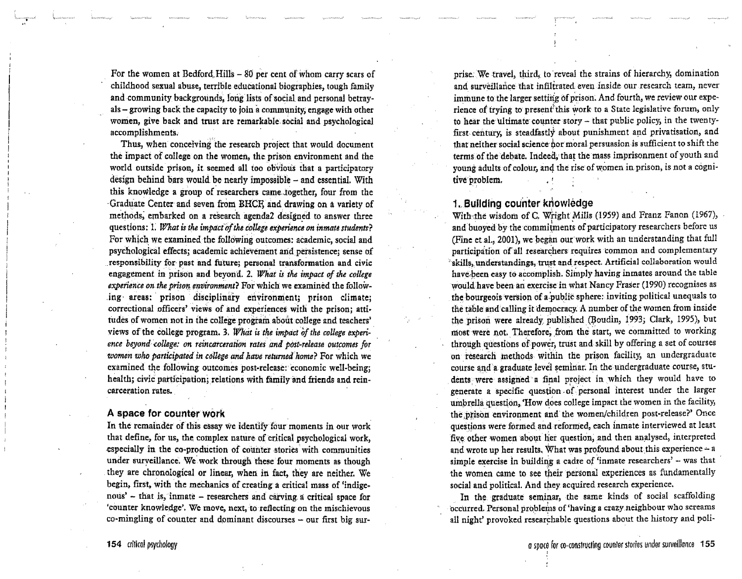For the women at Bedford Hills – 80 per cent of whom carry scars of childhood sexual abuse, terrible educational biographies, tough family and community backgrounds, long lists of social and personal betrayals – growing back the capacity to join a community, engage with other women, give back and trust are remarkable social and psychological accomplishments.

Thus, when conceiving the research project that would document the impact of college on the women, the prison environment and the world outside prison, it seemed all too obvious that a participatory design behind bars would be nearly impossible – and essential. With this knowledge a group of researchers came together, four from the Graduate Center and seven from BHCF, and drawing on a variety of methods, embarked on a research agenda2 designed to answer three questions: 1. *What is the impact of the college experience on inmate students?* For which we examined the following outcomes: academic, social and psychological effects; academic achievement and persistence; sense of responsibility for past and future; personal transformation and civic engagement in prison and beyond. 2. *What is the impact of the college experience on the prison environment?* For which we examined the following areas: prison disciplinary environment; prison climate; correctional officers' views of and experiences with the prison; attitudes of women not in the college program about college and teachers' views of the college program. 3. *What is the impact of the college experience beyond college: on reincarceration rates and post-release outcomes for women who participated in college and have returned home?* For which we examined the following outcomes post-release: economic well-being; health; civic participation; relations with family and friends and reincarceration rates.

## A space for counter work

In the remainder of this essay we identify four moments in our work that define, for us, the complex nature of critical psychological work, especially in the co-production of counter stories with communities under surveillance. We work through these four moments as though they are chronological or linear, when in fact, they are neither. We begin, first, with the mechanics of creating a critical mass of 'indigenous' – that is, inmate – researchers and carving a critical space for 'counter knowledge'. We move, next, to reflecting on the mischievous co-mingling of counter and dominant discourses – our first big surprise. We travel, third, to reveal the strains of hierarchy, domination and surveillance that infiltrated even inside our research team, never immune to the larger setting of prison. And fourth, we review our experience of trying to present this work to a State legislative forum, only to hear the ultimate counter story – that public policy, in the twenty-first century, is steadfastly about punishment and privatisation, and that neither social science nor moral persuasion is sufficient to shift the terms of the debate. Indeed, that the mass imprisonment of youth and young adults of colour, and the rise of women in prison, is not a cognitive problem.

## 1. Building counter knowledge

With the wisdom of C. Wright Mills (1959) and Franz Fanon (1967), and buoyed by the commitments of participatory researchers before us (Fine et al., 2001), we began our work with an understanding that full participation of all researchers requires common and complementary skills, understandings, trust and respect. Artificial collaboration would have been easy to accomplish. Simply having inmates around the table would have been an exercise in what Nancy Fraser (1990) recognises as the bourgeois version of a public sphere: inviting political unequals to the table and calling it democracy. A number of the women from inside the prison were already published (Boudin, 1993; Clark, 1995), but most were not. Therefore, from the start, we committed to working through questions of power, trust and skill by offering a set of courses on research methods within the prison facility, an undergraduate course and a graduate level seminar. In the undergraduate course, students were assigned a final project in which they would have to generate a specific question of personal interest under the larger umbrella question, 'How does college impact the women in the facility, the prison environment and the women/children post-release?' Once questions were formed and reformed, each inmate interviewed at least five other women about her question, and then analysed, interpreted and wrote up her results. What was profound about this experience – a simple exercise in building a cadre of 'inmate researchers' – was that the women came to see their personal experiences as fundamentally social and political. And they acquired research experience.

In the graduate seminar, the same kinds of social scaffolding occurred. Personal problems of 'having a crazy neighbour who screams all night' provoked researchable questions about the history and poli-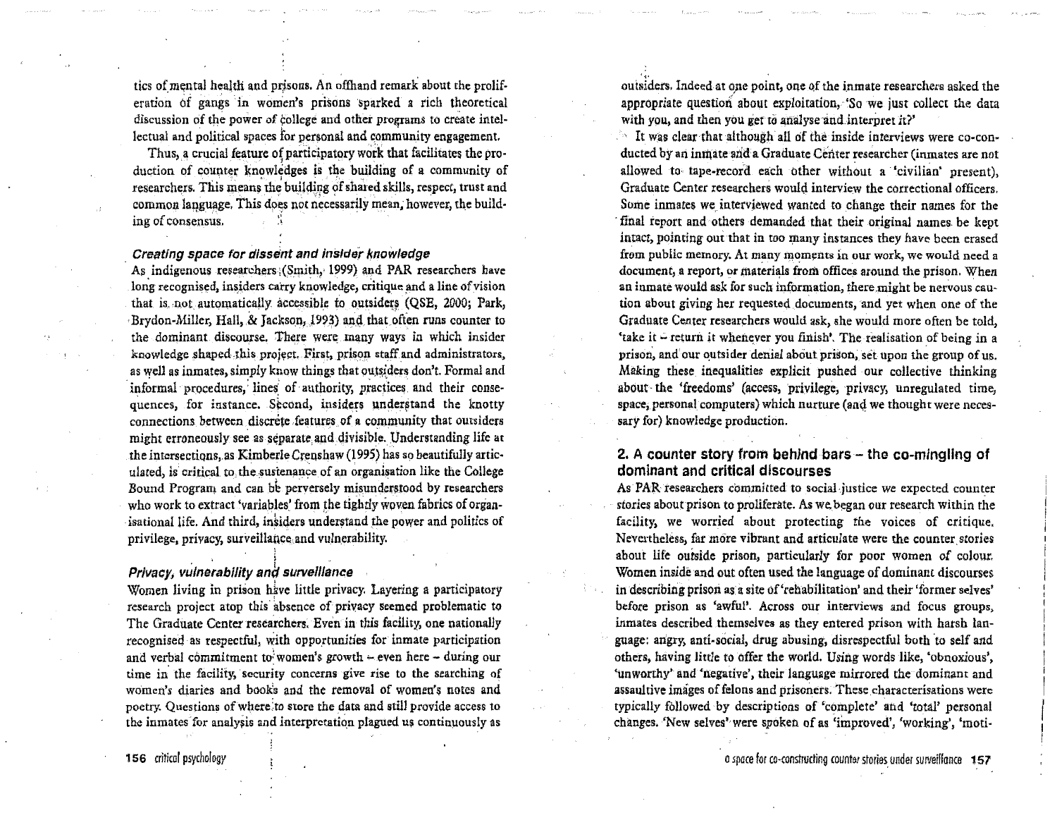tics of mental health and prisons. An offhand remark about the proliferation of gangs in women's prisons sparked a rich theoretical discussion of the power of college and other programs to create intellectual and political spaces for personal and community engagement.

Thus, a crucial feature of participatory work that facilitates the production of counter knowledges is the building of a community of researchers. This means the building of shared skills, respect, trust and common language. This does not necessarily mean, however, the building of consensus.

### *Creating space for dissent and insider knowledge*

As indigenous researchers (Smith, 1999) and PAR researchers have long recognised, insiders carry knowledge, critique and a line of vision that is not automatically accessible to outsiders (QSE, 2000; Park, Brydon-Miller, Hall, & Jackson, 1993) and that often runs counter to the dominant discourse. There were many ways in which insider knowledge shaped this project. First, prison staff and administrators, as well as inmates, simply know things that outsiders don't. Formal and informal procedures, lines of authority, practices and their consequences, for instance. Second, insiders understand the knotty connections between discrete features of a community that outsiders might erroneously see as separate and divisible. Understanding life at the intersections, as Kimberle Crenshaw (1995) has so beautifully articulated, is critical to the sustenance of an organisation like the College Bound Program and can be perversely misunderstood by researchers who work to extract 'variables' from the tightly woven fabrics of organisational life. And third, insiders understand the power and politics of privilege, privacy, surveillance and vulnerability.

### *Privacy, vulnerability and surveillance*

Women living in prison have little privacy. Layering a participatory research project atop this absence of privacy seemed problematic to The Graduate Center researchers. Even in this facility, one nationally recognised as respectful, with opportunities for inmate participation and verbal commitment to women's growth – even here – during our time in the facility, security concerns give rise to the searching of women's diaries and books and the removal of women's notes and poetry. Questions of where to store the data and still provide access to the inmates for analysis and interpretation plagued us continuously as outsiders. Indeed at one point, one of the inmate researchers asked the appropriate question about exploitation, 'So we just collect the data with you, and then you get to analyse and interpret it?'

It was clear that although all of the inside interviews were co-conducted by an inmate and a Graduate Center researcher (inmates are not allowed to tape-record each other without a 'civilian' present), Graduate Center researchers would interview the correctional officers. Some inmates we interviewed wanted to change their names for the final report and others demanded that their original names be kept intact, pointing out that in too many instances they have been erased from public memory. At many moments in our work, we would need a document, a report, or materials from offices around the prison. When an inmate would ask for such information, there might be nervous caution about giving her requested documents, and yet when one of the Graduate Center researchers would ask, she would more often be told, 'take it – return it whenever you finish'. The realisation of being in a prison, and our outsider denial about prison, set upon the group of us. Making these inequalities explicit pushed our collective thinking about the 'freedoms' (access, privilege, privacy, unregulated time, space, personal computers) which nurture (and we thought were necessary for) knowledge production.

## 2. A counter story from behind bars – the co-mingling of dominant and critical discourses

As PAR researchers committed to social justice we expected counter stories about prison to proliferate. As we began our research within the facility, we worried about protecting the voices of critique. Nevertheless, far more vibrant and articulate were the counter stories about life outside prison, particularly for poor women of colour. Women inside and out often used the language of dominant discourses in describing prison as a site of 'rehabilitation' and their 'former selves' before prison as 'awful'. Across our interviews and focus groups, inmates described themselves as they entered prison with harsh language: angry, anti-social, drug abusing, disrespectful both to self and others, having little to offer the world. Using words like, 'obnoxious', 'unworthy' and 'negative', their language mirrored the dominant and assaultive images of felons and prisoners. These characterisations were typically followed by descriptions of 'complete' and 'total' personal changes. 'New selves' were spoken of as 'improved', 'working', 'moti-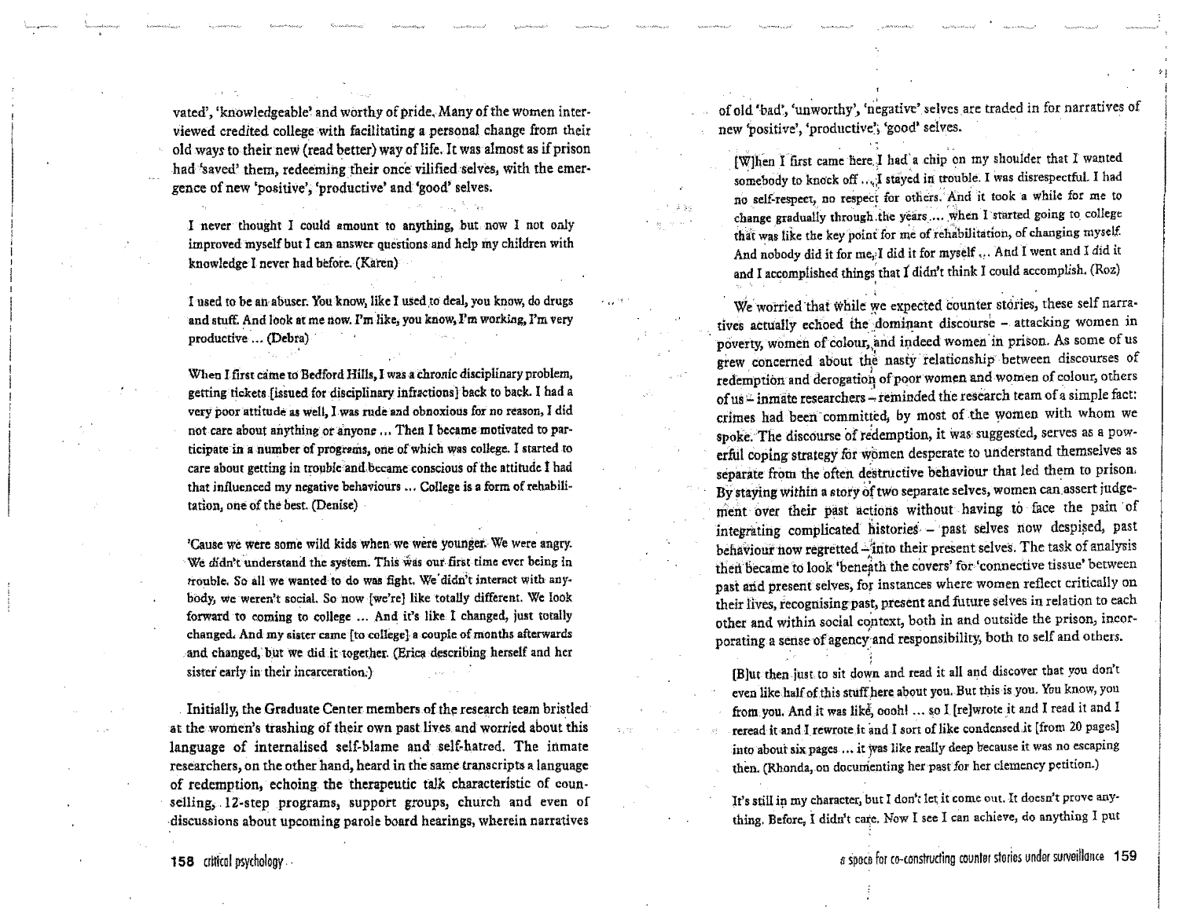vated', 'knowledgeable' and worthy of pride. Many of the women interviewed credited college with facilitating a personal change from their old ways to their new (read better) way of life. It was almost as if prison had 'saved' them, redeeming their once vilified selves, with the emergence of new 'positive', 'productive' and 'good' selves.

> I never thought I could amount to anything, but now I not only improved myself but I can answer questions and help my children with knowledge I never had before. (Karen)

> I used to be an abuser. You know, like I used to deal, you know, do drugs and stuff. And look at me now. I'm like, you know, I'm working, I'm very productive ... (Debra)

> When I first came to Bedford Hills, I was a chronic disciplinary problem, getting tickets [issued for disciplinary infractions] back to back. I had a very poor attitude as well, I was rude and obnoxious for no reason, I did not care about anything or anyone ... Then I became motivated to participate in a number of programs, one of which was college. I started to care about getting in trouble and became conscious of the attitude I had that influenced my negative behaviours ... College is a form of rehabilitation, one of the best. (Denise)

> 'Cause we were some wild kids when we were younger. We were angry. We didn't understand the system. This was our first time ever being in trouble. So all we wanted to do was fight. We didn't interact with anybody, we weren't social. So now [we're] like totally different. We look forward to coming to college ... And it's like I changed, just totally changed. And my sister came [to college] a couple of months afterwards and changed, but we did it together. (Erica describing herself and her sister early in their incarceration.)

Initially, the Graduate Center members of the research team bristled at the women's trashing of their own past lives and worried about this language of internalised self-blame and self-hatred. The inmate researchers, on the other hand, heard in the same transcripts a language of redemption, echoing the therapeutic talk characteristic of counselling, 12-step programs, support groups, church and even of discussions about upcoming parole board hearings, wherein narratives of old 'bad', 'unworthy', 'negative' selves are traded in for narratives of new 'positive', 'productive', 'good' selves.

> [W]hen I first came here I had a chip on my shoulder that I wanted somebody to knock off ... I stayed in trouble. I was disrespectful. I had no self-respect, no respect for others. And it took a while for me to change gradually through the years ... when I started going to college that was like the key point for me of rehabilitation, of changing myself. And nobody did it for me, I did it for myself ... And I went and I did it and I accomplished things that I didn't think I could accomplish. (Roz)

We worried that while we expected counter stories, these self narratives actually echoed the dominant discourse – attacking women in poverty, women of colour, and indeed women in prison. As some of us grew concerned about the nasty relationship between discourses of redemption and derogation of poor women and women of colour, others of us – inmate researchers – reminded the research team of a simple fact: crimes had been committed, by most of the women with whom we spoke. The discourse of redemption, it was suggested, serves as a powerful coping strategy for women desperate to understand themselves as separate from the often destructive behaviour that led them to prison. By staying *within* a story of two separate selves, women can assert judgement over their past actions without having to face the pain of integrating complicated histories – past selves now despised, past behaviour now regretted – into their present selves. The task of analysis then became to look 'beneath the covers' for 'connective tissue' between past and present selves, for instances where women reflect critically on their lives, recognising past, present and future selves in relation to each other and within social context, both in and outside the prison, incorporating a sense of agency and responsibility, both to self and others.

> [B]ut then just to sit down and read it all and discover that you don't even like half of this stuff here about you. But this is you. You know, you from you. And it was like, oooh! ... so I [re]wrote it and I read it and I reread it and I rewrote it and I sort of like condensed it [from 20 pages] into about six pages ... it was like really deep because it was no escaping then. (Rhonda, on documenting her past for her clemency petition.)

> It's still in my character, but I don't let it come out. It doesn't prove anything. Before, I didn't care. Now I see I can achieve, do anything I put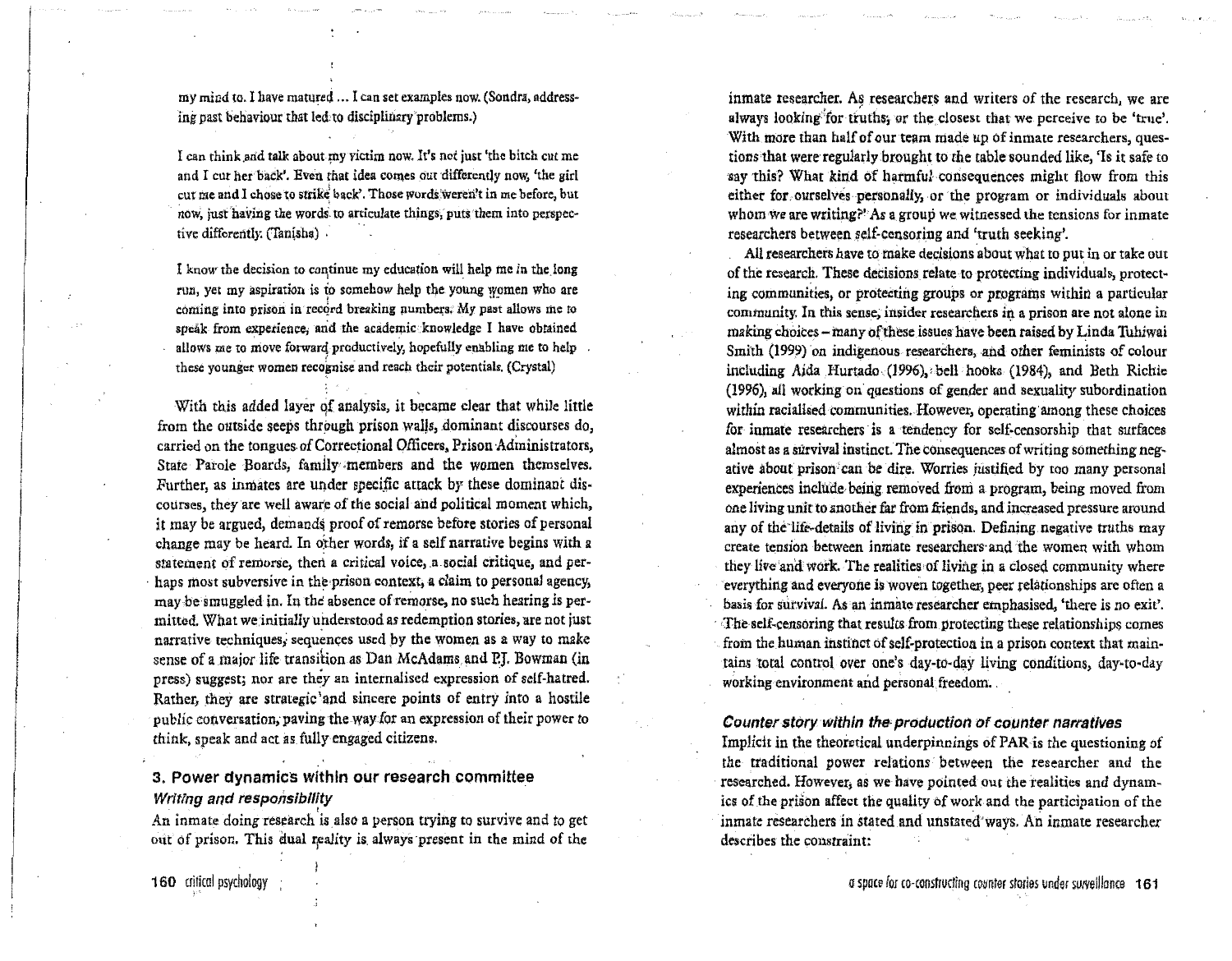my mind to. I have matured ... I can set examples now. (Sondra, addressing past behaviour that led to disciplinary problems.)

I can think and talk about my victim now. It's not just 'the bitch cut me and I cut her back'. Even that idea comes out differently now, 'the girl cut me and I chose to strike back'. Those words weren't in me before, but now, just having the words to articulate things, puts them into perspective differently. (Tanisha)

I know the decision to continue my education will help me in the long run, yet my aspiration is to somehow help the young women who are coming into prison in record breaking numbers. My past allows me to speak from experience, and the academic knowledge I have obtained allows me to move forward productively, hopefully enabling me to help these younger women recognise and reach their potentials. (Crystal)

With this added layer of analysis, it became clear that while little from the outside seeps through prison walls, dominant discourses do, carried on the tongues of Correctional Officers, Prison Administrators, State Parole Boards, family members and the women themselves. Further, as inmates are under specific attack by these dominant discourses, they are well aware of the social and political moment which, it may be argued, demands proof of remorse before stories of personal change may be heard. In other words, if a self narrative begins with a statement of remorse, then a critical voice, a social critique, and perhaps most subversive in the prison context, a claim to personal agency, may be smuggled in. In the absence of remorse, no such hearing is permitted. What we initially understood as redemption stories, are not just narrative techniques, sequences used by the women as a way to make sense of a major life transition as Dan McAdams and P.J. Bowman (in press) suggest; nor are they an internalised expression of self-hatred. Rather, they are strategic and sincere points of entry into a hostile public conversation, paving the way for an expression of their power to think, speak and act as fully engaged citizens.

## 3. Power dynamics within our research committee

### *Writing and responsibility*

An inmate doing research is also a person trying to survive and to get out of prison. This dual reality is always present in the mind of the inmate researcher. As researchers and writers of the research, we are always looking for truths, or the closest that we perceive to be 'true'. With more than half of our team made up of inmate researchers, questions that were regularly brought to the table sounded like, 'Is it safe to say this? What kind of harmful consequences might flow from this either for ourselves personally, or the program or individuals about whom we are writing?' As a group we witnessed the tensions for inmate researchers between self-censoring and 'truth seeking'.

All researchers have to make decisions about what to put in or take out of the research. These decisions relate to protecting individuals, protecting communities, or protecting groups or programs within a particular community. In this sense, insider researchers in a prison are not alone in making choices – many of these issues have been raised by Linda Tuhiwai Smith (1999) on indigenous researchers, and other feminists of colour including Aida Hurtado (1996), bell hooks (1984), and Beth Richie (1996), all working on questions of gender and sexuality subordination within racialised communities. However, operating among these choices for inmate researchers is a tendency for self-censorship that surfaces almost as a survival instinct. The consequences of writing something negative about prison can be dire. Worries justified by too many personal experiences include being removed from a program, being moved from one living unit to another far from friends, and increased pressure around any of the life-details of living in prison. Defining negative truths may create tension between inmate researchers and the women with whom they live and work. The realities of living in a closed community where everything and everyone is woven together, peer relationships are often a basis for survival. As an inmate researcher emphasised, 'there is no exit'. The self-censoring that results from protecting these relationships comes from the human instinct of self-protection in a prison context that maintains total control over one's day-to-day living conditions, day-to-day working environment and personal freedom.

### *Counter story within the production of counter narratives*

Implicit in the theoretical underpinnings of PAR is the questioning of the traditional power relations between the researcher and the researched. However, as we have pointed out the realities and dynamics of the prison affect the quality of work and the participation of the inmate researchers in stated and unstated ways. An inmate researcher describes the constraint: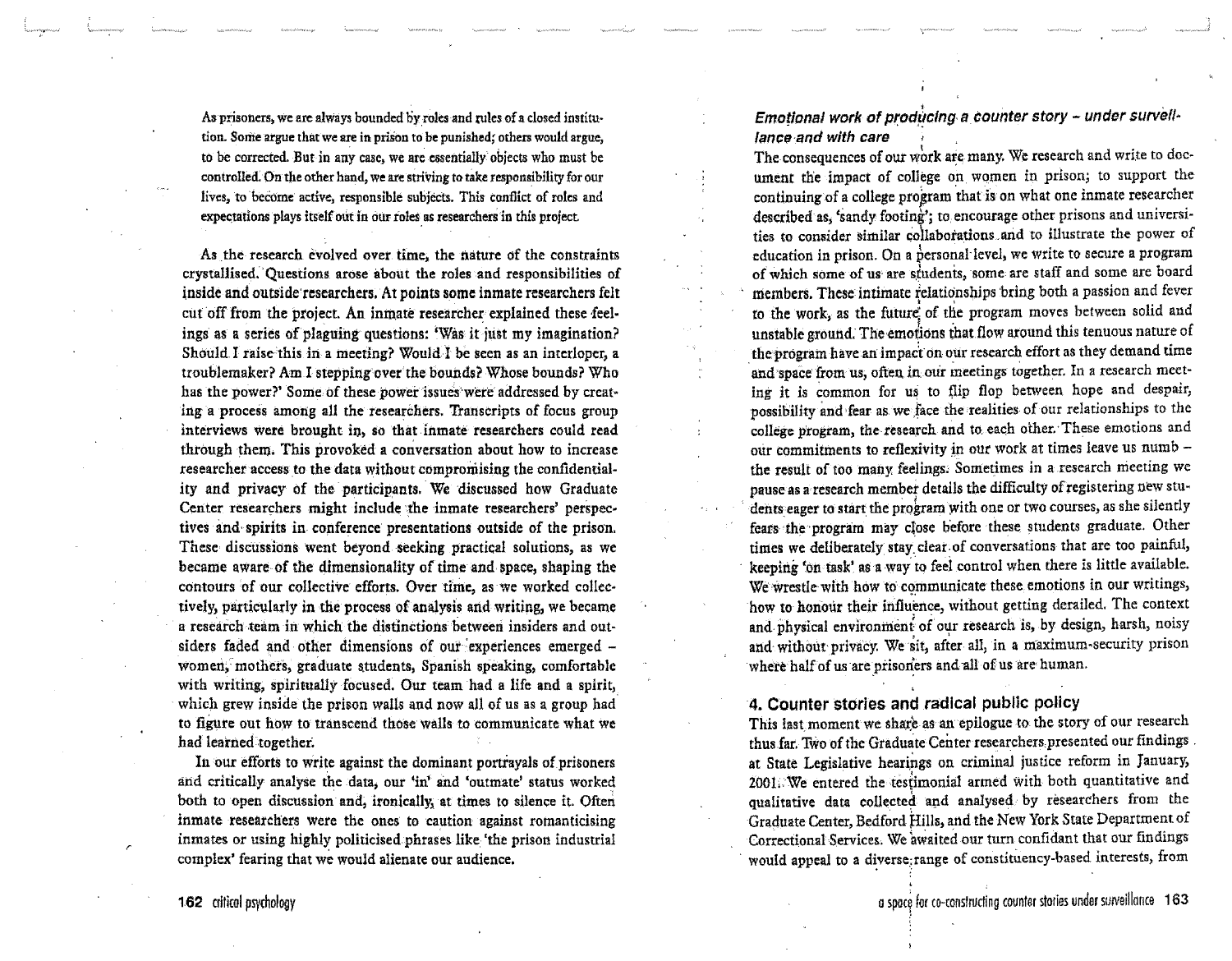As prisoners, we are always bounded by roles and rules of a closed institution. Some argue that we are in prison to be punished; others would argue, to be corrected. But in any case, we are essentially objects who must be controlled. On the other hand, we are striving to take responsibility for our lives, to become active, responsible subjects. This conflict of roles and expectations plays itself out in our roles as researchers in this project.

As the research evolved over time, the nature of the constraints crystallised. Questions arose about the roles and responsibilities of inside and outside researchers. At points some inmate researchers felt cut off from the project. An inmate researcher explained these feelings as a series of plaguing questions: 'Was it just my imagination? Should I raise this in a meeting? Would I be seen as an interloper, a troublemaker? Am I stepping over the bounds? Whose bounds? Who has the power?' Some of these power issues were addressed by creating a process among all the researchers. Transcripts of focus group interviews were brought in, so that inmate researchers could read through them. This provoked a conversation about how to increase researcher access to the data without compromising the confidentiality and privacy of the participants. We discussed how Graduate Center researchers might include the inmate researchers' perspectives and spirits in conference presentations outside of the prison. These discussions went beyond seeking practical solutions, as we became aware of the dimensionality of time and space, shaping the contours of our collective efforts. Over time, as we worked collectively, particularly in the process of analysis and writing, we became a research team in which the distinctions between insiders and outsiders faded and other dimensions of our experiences emerged – women, mothers, graduate students, Spanish speaking, comfortable with writing, spiritually focused. Our team had a life and a spirit, which grew inside the prison walls and now all of us as a group had to figure out how to transcend those walls to communicate what we had learned together.

In our efforts to write against the dominant portrayals of prisoners and critically analyse the data, our 'in' and 'outmate' status worked both to open discussion and, ironically, at times to silence it. Often inmate researchers were the ones to caution against romanticising inmates or using highly politicised phrases like 'the prison industrial complex' fearing that we would alienate our audience.

### *Emotional work of producing a counter story – under surveillance and with care*

The consequences of our work are many. We research and write to document the impact of college on women in prison; to support the continuing of a college program that is on what one inmate researcher described as, 'sandy footing'; to encourage other prisons and universities to consider similar collaborations and to illustrate the power of education in prison. On a personal level, we write to secure a program of which some of us are students, some are staff and some are board members. These intimate relationships bring both a passion and fever to the work, as the future of the program moves between solid and unstable ground. The emotions that flow around this tenuous nature of the program have an impact on our research effort as they demand time and space from us, often in our meetings together. In a research meeting it is common for us to flip flop between hope and despair, possibility and fear as we face the realities of our relationships to the college program, the research and to each other. These emotions and our commitments to reflexivity in our work at times leave us numb – the result of too many feelings. Sometimes in a research meeting we pause as a research member details the difficulty of registering new students eager to start the program with one or two courses, as she silently fears the program may close before these students graduate. Other times we deliberately stay clear of conversations that are too painful, keeping 'on task' as a way to feel control when there is little available. We wrestle with how to communicate these emotions in our writings, how to honour their influence, without getting derailed. The context and physical environment of our research is, by design, harsh, noisy and without privacy. We sit, after all, in a maximum-security prison where half of us are prisoners and all of us are human.

## 4. Counter stories and radical public policy

This last moment we share as an epilogue to the story of our research thus far. Two of the Graduate Center researchers presented our findings at State Legislative hearings on criminal justice reform in January, 2001. We entered the testimonial armed with both quantitative and qualitative data collected and analysed by researchers from the Graduate Center, Bedford Hills, and the New York State Department of Correctional Services. We awaited our turn confidant that our findings would appeal to a diverse range of constituency-based interests, from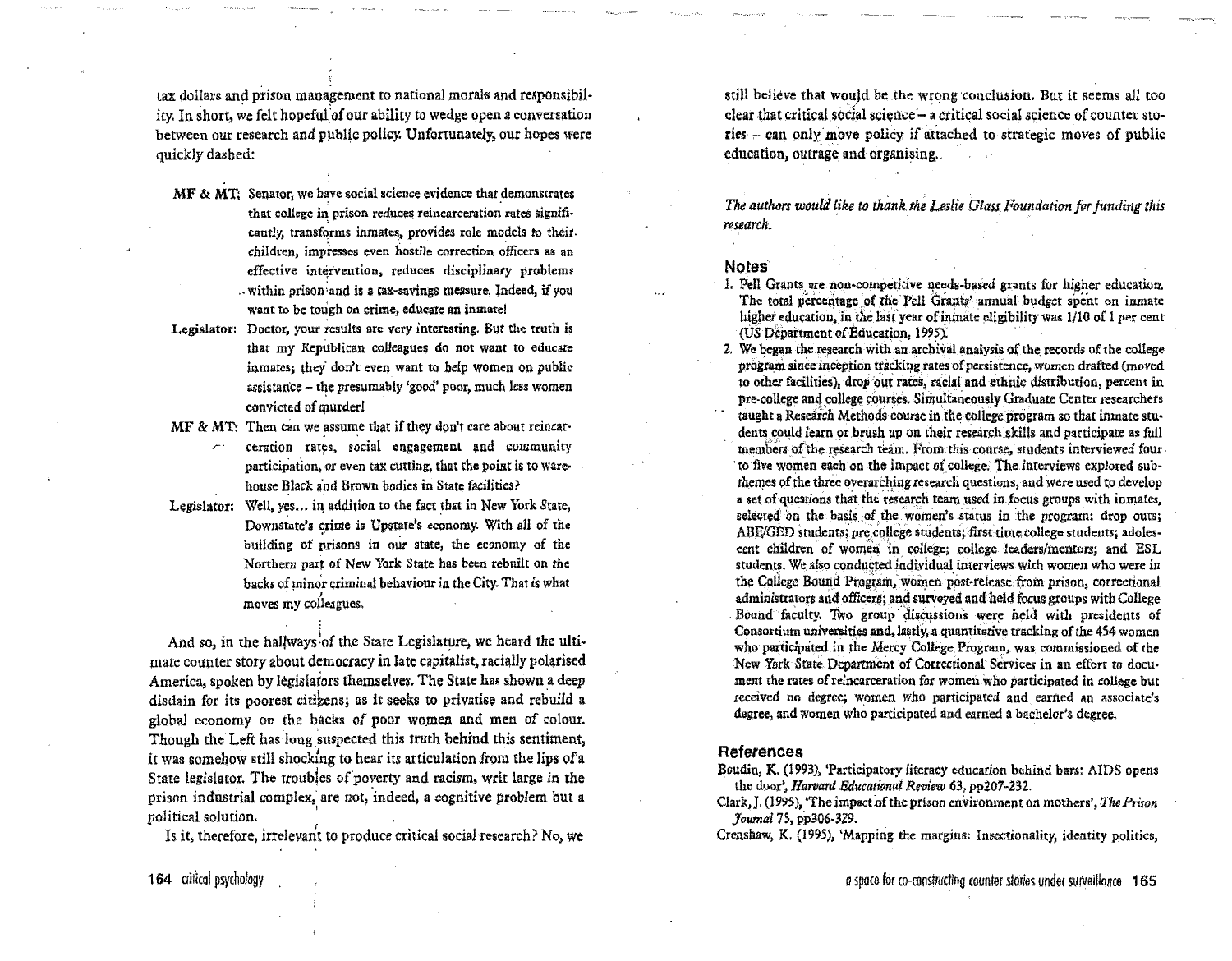tax dollars and prison management to national morals and responsibility. In short, we felt hopeful of our ability to wedge open a conversation between our research and public policy. Unfortunately, our hopes were quickly dashed:

**MF & MT:** Senator, we have social science evidence that demonstrates that college in prison reduces reincarceration rates significantly, transforms inmates, provides role models to their children, impresses even hostile correction officers as an effective intervention, reduces disciplinary problems within prison and is a tax-savings measure. Indeed, if you want to be tough on crime, educate an inmate!

**Legislator:** Doctor, your results are very interesting. But the truth is that my Republican colleagues do not want to educate inmates; they don't even want to help women on public assistance – the presumably 'good' poor, much less women convicted of murder!

**MF & MT:** Then can we assume that if they don't care about reincarceration rates, social engagement and community participation, or even tax cutting, that the point is to warehouse Black and Brown bodies in State facilities?

**Legislator:** Well, yes... in addition to the fact that in New York State, Downstate's crime is Upstate's economy. With all of the building of prisons in our state, the economy of the Northern part of New York State has been rebuilt on the backs of minor criminal behaviour in the City. That is what moves my colleagues.

And so, in the hallways of the State Legislature, we heard the ultimate counter story about democracy in late capitalist, racially polarised America, spoken by legislators themselves. The State has shown a deep disdain for its poorest citizens; as it seeks to privatise and rebuild a global economy on the backs of poor women and men of colour. Though the Left has long suspected this truth behind this sentiment, it was somehow still shocking to hear its articulation from the lips of a State legislator. The troubles of poverty and racism, writ large in the prison industrial complex, are not, indeed, a cognitive problem but a political solution.

Is it, therefore, irrelevant to produce critical social research? No, we still believe that would be the wrong conclusion. But it seems all too clear that critical social science – a critical social science of counter stories – can only move policy if attached to strategic moves of public education, outrage and organising.

*The authors would like to thank the Leslie Glass Foundation for funding this research.*

## Notes

1. Pell Grants are non-competitive needs-based grants for higher education. The total percentage of the Pell Grants' annual budget spent on inmate higher education, in the last year of inmate eligibility was 1/10 of 1 per cent (US Department of Education, 1995).
2. We began the research with an archival analysis of the records of the college program since inception tracking rates of persistence, women drafted (moved to other facilities), drop out rates, racial and ethnic distribution, percent in pre-college and college courses. Simultaneously Graduate Center researchers taught a Research Methods course in the college program so that inmate students could learn or brush up on their research skills and participate as full members of the research team. From this course, students interviewed four to five women each on the impact of college. The interviews explored subthemes of the three overarching research questions, and were used to develop a set of questions that the research team used in focus groups with inmates, selected on the basis of the women's status in the program: drop outs; ABE/GED students; pre college students; first-time college students; adolescent children of women in college; college leaders/mentors; and ESL students. We also conducted individual interviews with women who were in the College Bound Program, women post-release from prison, correctional administrators and officers; and surveyed and held focus groups with College Bound faculty. Two group discussions were held with presidents of Consortium universities and, lastly, a quantitative tracking of the 454 women who participated in the Mercy College Program, was commissioned of the New York State Department of Correctional Services in an effort to document the rates of reincarceration for women who participated in college but received no degree; women who participated and earned an associate's degree, and women who participated and earned a bachelor's degree.

## References

Boudin, K. (1993), 'Participatory literacy education behind bars: AIDS opens the door', *Harvard Educational Review* 63, pp207-232.

Clark, J. (1995), 'The impact of the prison environment on mothers', *The Prison Journal* 75, pp306-329.

Crenshaw, K. (1995), 'Mapping the margins: Insectionality, identity politics,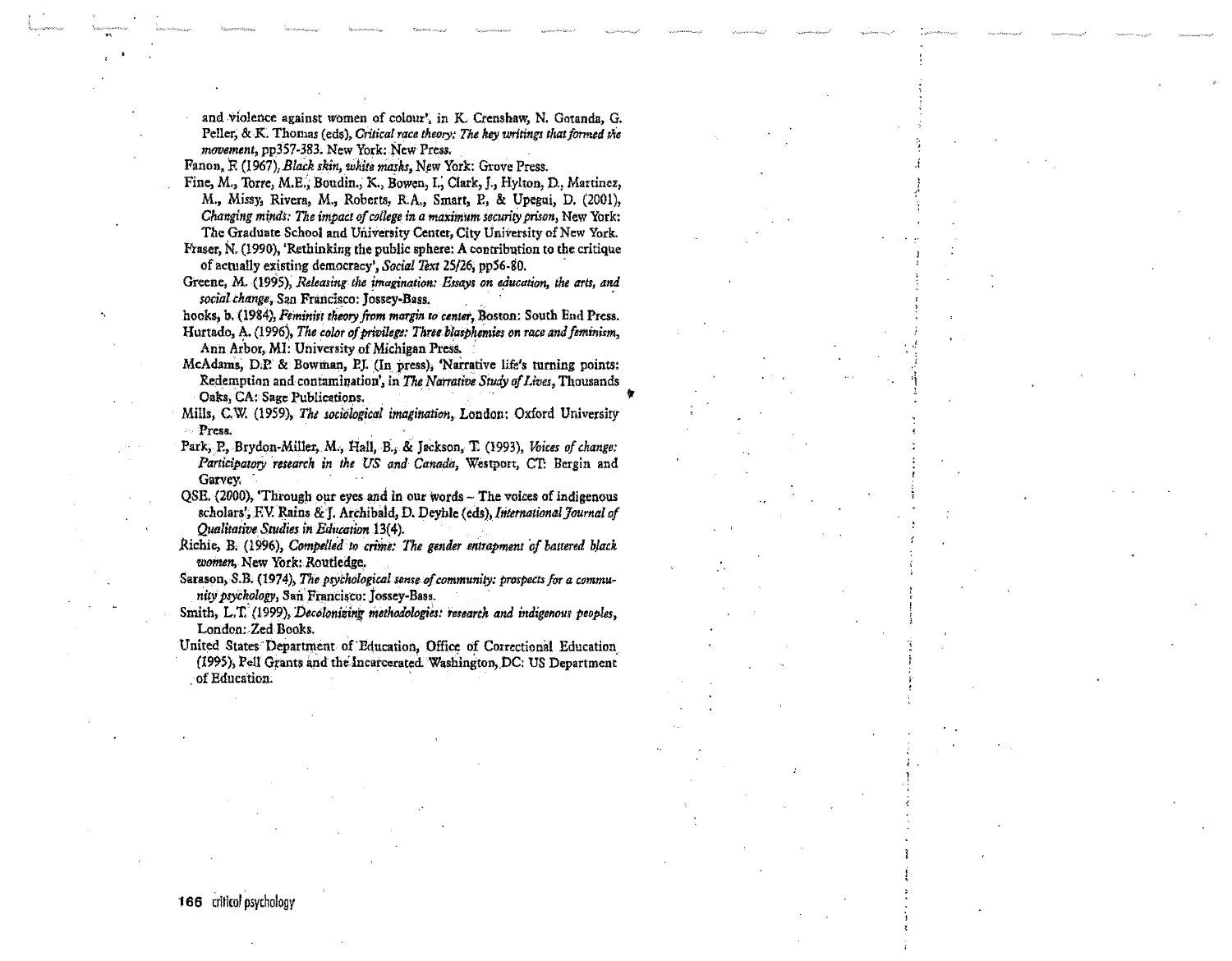and violence against women of colour', in K. Crenshaw, N. Gotanda, G. Peller, & K. Thomas (eds), *Critical race theory: The key writings that formed the movement*, pp357-383. New York: New Press.

Fanon, F. (1967), *Black skin, white masks*, New York: Grove Press.

Fine, M., Torre, M.E., Boudin., K., Bowen, I., Clark, J., Hylton, D., Martinez, M., Missy, Rivera, M., Roberts, R.A., Smart, P., & Upegui, D. (2001), *Changing minds: The impact of college in a maximum security prison*, New York: The Graduate School and University Center, City University of New York.

Fraser, N. (1990), 'Rethinking the public sphere: A contribution to the critique of actually existing democracy', *Social Text* 25/26, pp56-80.

Greene, M. (1995), *Releasing the imagination: Essays on education, the arts, and social change*, San Francisco: Jossey-Bass.

hooks, b. (1984), *Feminist theory from margin to center*, Boston: South End Press.

Hurtado, A. (1996), *The color of privilege: Three blasphemies on race and feminism*, Ann Arbor, MI: University of Michigan Press.

McAdams, D.P. & Bowman, P.J. (In press), 'Narrative life's turning points: Redemption and contamination', in *The Narrative Study of Lives*, Thousands Oaks, CA: Sage Publications.

Mills, C.W. (1959), *The sociological imagination*, London: Oxford University Press.

Park, P., Brydon-Miller, M., Hall, B., & Jackson, T. (1993), *Voices of change: Participatory research in the US and Canada*, Westport, CT: Bergin and Garvey.

QSE. (2000), 'Through our eyes and in our words – The voices of indigenous scholars', F.V. Rains & J. Archibald, D. Deyhle (eds), *International Journal of Qualitative Studies in Education* 13(4).

Richie, B. (1996), *Compelled to crime: The gender entrapment of battered black women*, New York: Routledge.

Sarason, S.B. (1974), *The psychological sense of community: prospects for a community psychology*, San Francisco: Jossey-Bass.

Smith, L.T. (1999), *Decolonizing methodologies: research and indigenous peoples*, London: Zed Books.

United States Department of Education, Office of Correctional Education (1995), Pell Grants and the Incarcerated. Washington, DC: US Department of Education.